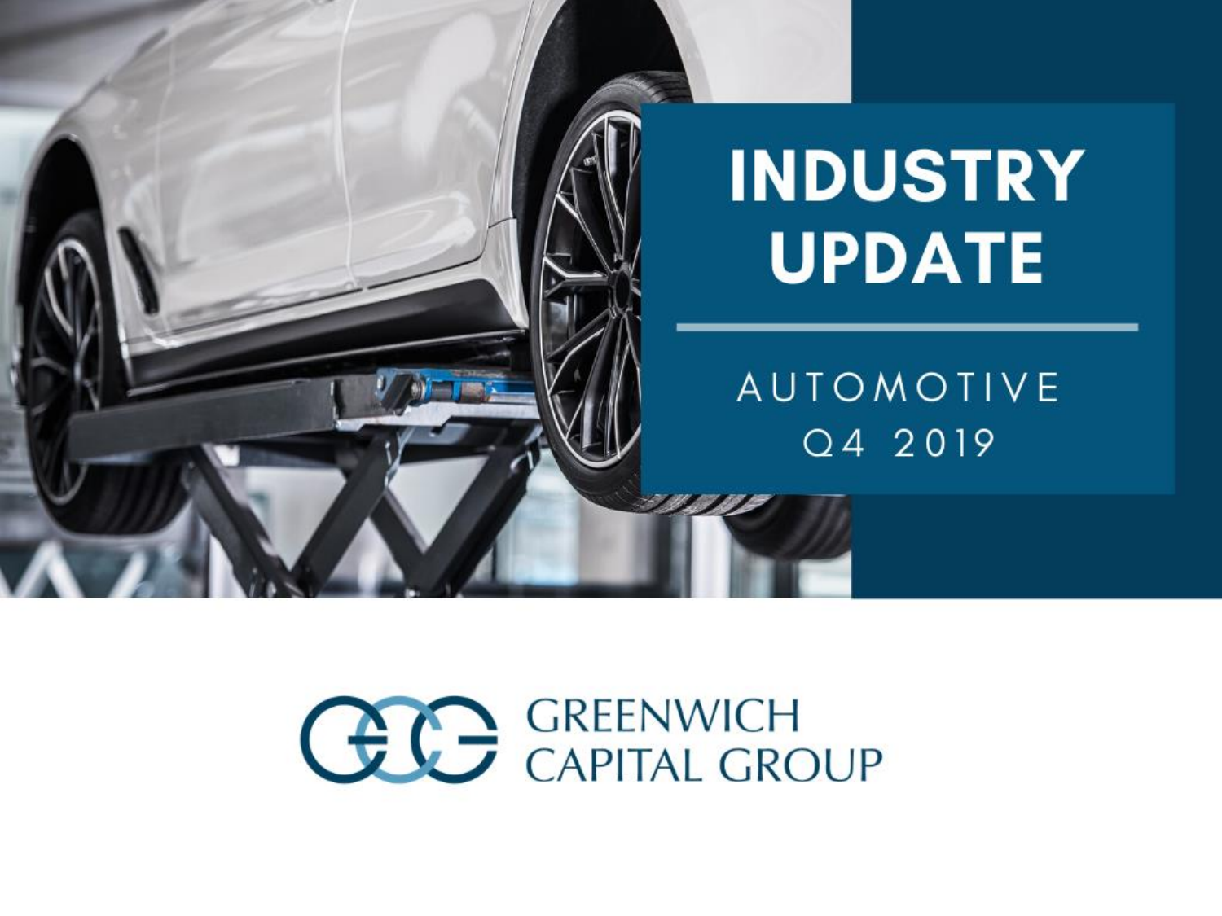# INDUSTRY UPDATE

AUTOMOTIVE

Q4 2019

GREENWICH CAPITAL GROUP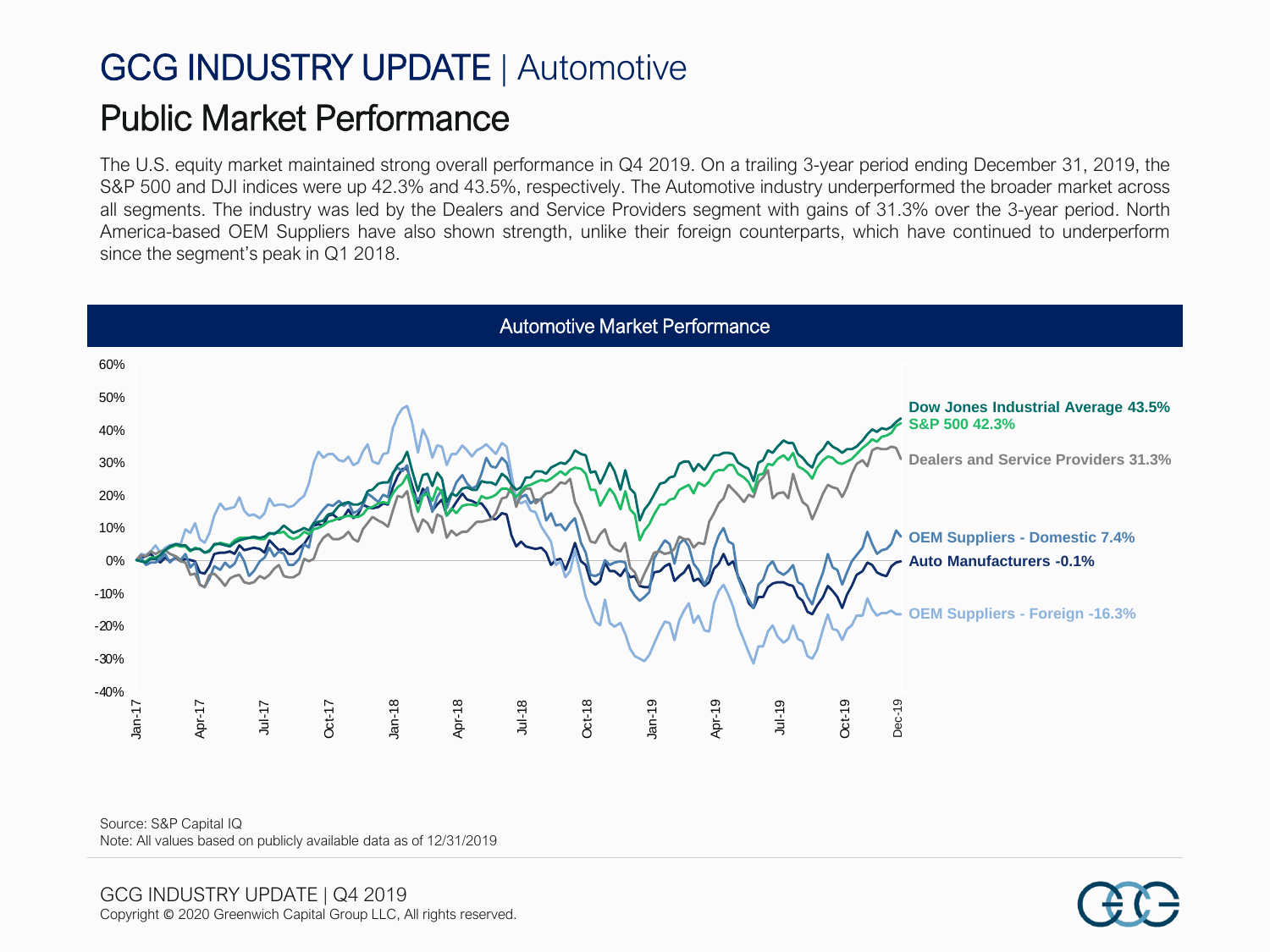# GCG INDUSTRY UPDATE | Automotive

## Public Market Performance

The U.S. equity market maintained strong overall performance in Q4 2019. On a trailing 3-year period ending December 31, 2019, the S&P 500 and DJI indices were up 42.3% and 43.5%, respectively. The Automotive industry underperformed the broader market across all segments. The industry was led by the Dealers and Service Providers segment with gains of 31.3% over the 3-year period. North America-based OEM Suppliers have also shown strength, unlike their foreign counterparts, which have continued to underperform since the segment's peak in Q1 2018.

### Automotive Market Performance

- Dow Jones Industrial Average 43.5%
- S&P 500 42.3%
- Dealers and Service Providers 31.3%
- OEM Suppliers - Domestic 7.4%
- Auto Manufacturers -0.1%
- OEM Suppliers - Foreign -16.3%

Source: S&P Capital IQ
Note: All values based on publicly available data as of 12/31/2019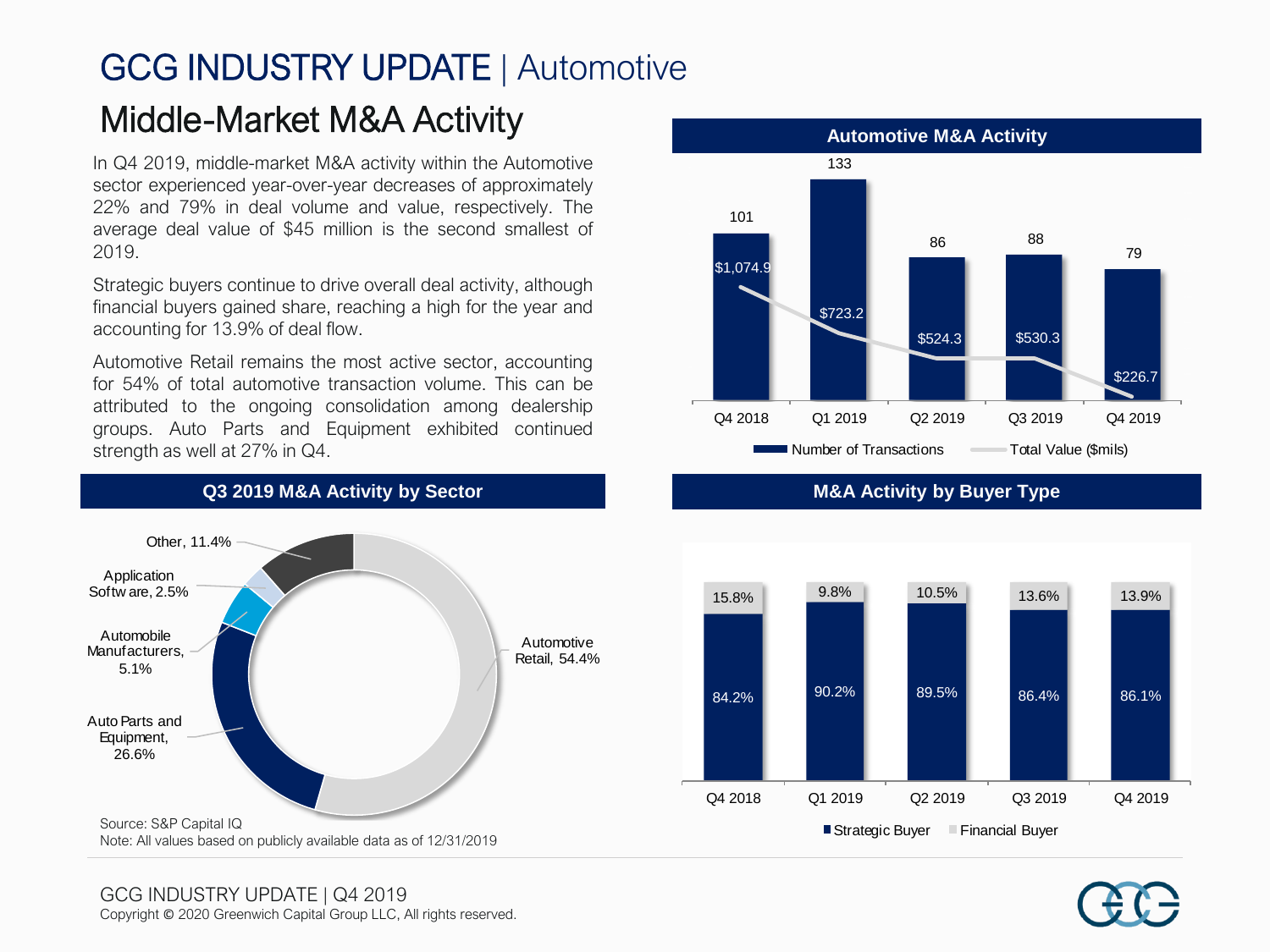# GCG INDUSTRY UPDATE | Automotive

## Middle-Market M&A Activity

In Q4 2019, middle-market M&A activity within the Automotive sector experienced year-over-year decreases of approximately 22% and 79% in deal volume and value, respectively. The average deal value of $45 million is the second smallest of 2019.

Strategic buyers continue to drive overall deal activity, although financial buyers gained share, reaching a high for the year and accounting for 13.9% of deal flow.

Automotive Retail remains the most active sector, accounting for 54% of total automotive transaction volume. This can be attributed to the ongoing consolidation among dealership groups. Auto Parts and Equipment exhibited continued strength as well at 27% in Q4.

### Automotive M&A Activity

| | Q4 2018 | Q1 2019 | Q2 2019 | Q3 2019 | Q4 2019 |
|---|---|---|---|---|---|
| Number of Transactions | 101 | 133 | 86 | 88 | 79 |
| Total Value ($mils) | $1,074.9 | $723.2 | $524.3 | $530.3 | $226.7 |

### Q3 2019 M&A Activity by Sector

| Sector | Share |
|---|---|
| Automotive Retail | 54.4% |
| Auto Parts and Equipment | 26.6% |
| Automobile Manufacturers | 5.1% |
| Application Software | 2.5% |
| Other | 11.4% |

### M&A Activity by Buyer Type

| | Q4 2018 | Q1 2019 | Q2 2019 | Q3 2019 | Q4 2019 |
|---|---|---|---|---|---|
| Strategic Buyer | 84.2% | 90.2% | 89.5% | 86.4% | 86.1% |
| Financial Buyer | 15.8% | 9.8% | 10.5% | 13.6% | 13.9% |

Source: S&P Capital IQ
Note: All values based on publicly available data as of 12/31/2019

GCG INDUSTRY UPDATE | Q4 2019
Copyright © 2020 Greenwich Capital Group LLC, All rights reserved.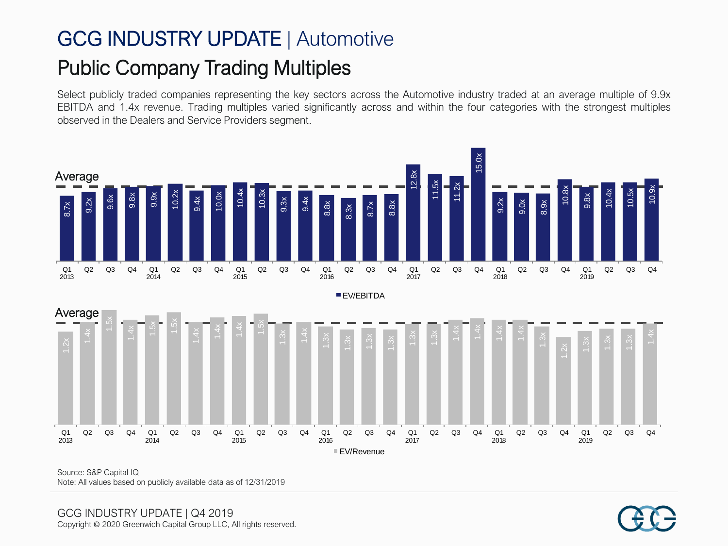# GCG INDUSTRY UPDATE | Automotive

## Public Company Trading Multiples

Select publicly traded companies representing the key sectors across the Automotive industry traded at an average multiple of 9.9x EBITDA and 1.4x revenue. Trading multiples varied significantly across and within the four categories with the strongest multiples observed in the Dealers and Service Providers segment.

| Quarter | EV/EBITDA | EV/Revenue |
|---|---|---|
| Q1 2013 | 8.7x | 1.2x |
| Q2 2013 | 9.2x | 1.4x |
| Q3 2013 | 9.6x | 1.5x |
| Q4 2013 | 9.8x | 1.4x |
| Q1 2014 | 9.9x | 1.5x |
| Q2 2014 | 10.2x | 1.5x |
| Q3 2014 | 9.4x | 1.4x |
| Q4 2014 | 10.0x | 1.4x |
| Q1 2015 | 10.4x | 1.4x |
| Q2 2015 | 10.3x | 1.5x |
| Q3 2015 | 9.3x | 1.3x |
| Q4 2015 | 9.4x | 1.4x |
| Q1 2016 | 8.8x | 1.3x |
| Q2 2016 | 8.3x | 1.3x |
| Q3 2016 | 8.7x | 1.3x |
| Q4 2016 | 8.8x | 1.3x |
| Q1 2017 | 12.8x | 1.3x |
| Q2 2017 | 11.5x | 1.3x |
| Q3 2017 | 11.2x | 1.4x |
| Q4 2017 | 15.0x | 1.4x |
| Q1 2018 | 9.2x | 1.4x |
| Q2 2018 | 9.0x | 1.4x |
| Q3 2018 | 8.9x | 1.3x |
| Q4 2018 | 10.8x | 1.2x |
| Q1 2019 | 9.8x | 1.3x |
| Q2 2019 | 10.4x | 1.3x |
| Q3 2019 | 10.5x | 1.3x |
| Q4 2019 | 10.9x | 1.4x |

Source: S&P Capital IQ

Note: All values based on publicly available data as of 12/31/2019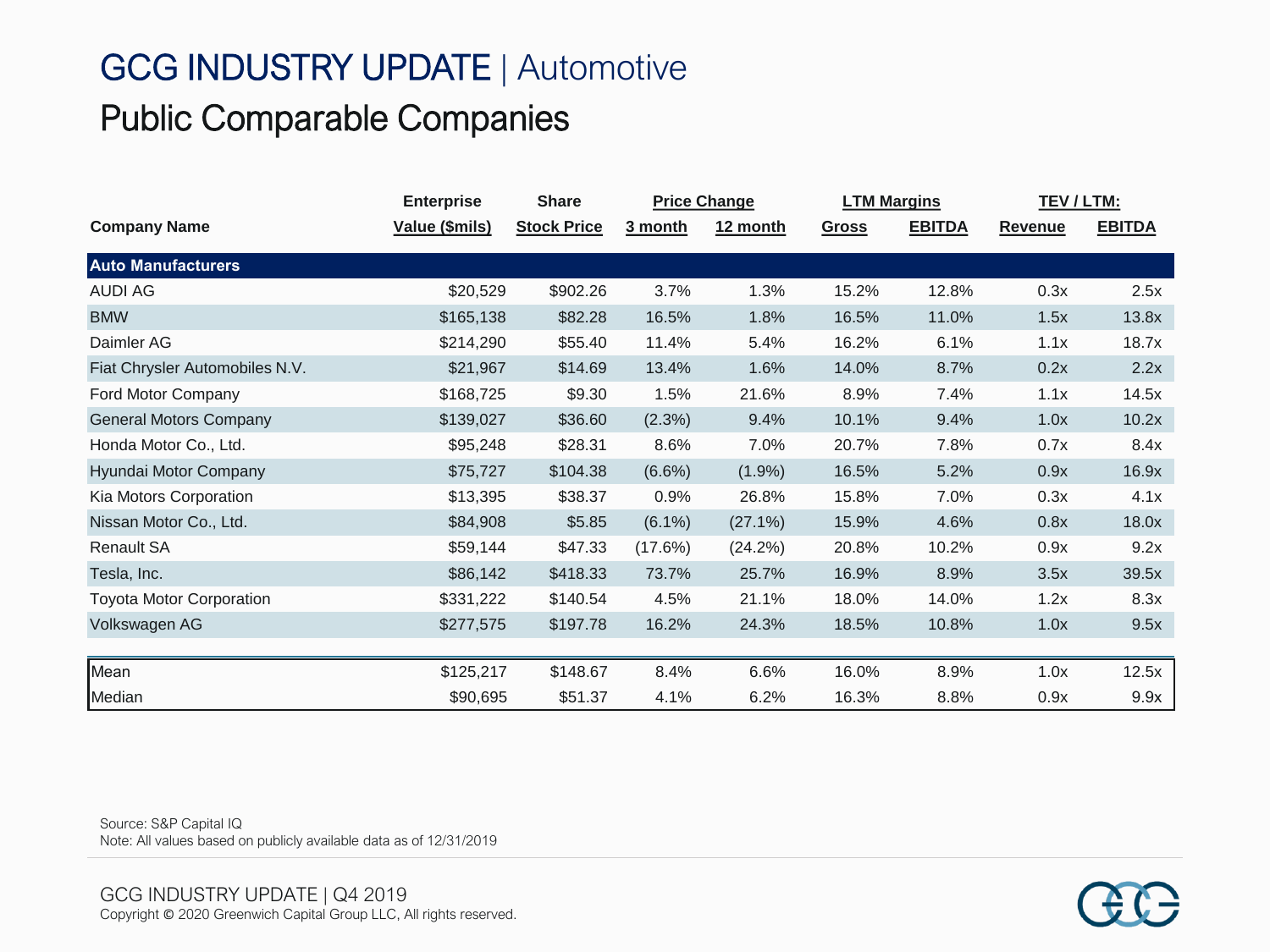# GCG INDUSTRY UPDATE | Automotive

## Public Comparable Companies

| Company Name | Enterprise Value ($mils) | Share Stock Price | Price Change | | LTM Margins | | TEV / LTM: | |
|---|---|---|---|---|---|---|---|---|
| | | | 3 month | 12 month | Gross | EBITDA | Revenue | EBITDA |
| **Auto Manufacturers** | | | | | | | | |
| AUDI AG | $20,529 | $902.26 | 3.7% | 1.3% | 15.2% | 12.8% | 0.3x | 2.5x |
| BMW | $165,138 | $82.28 | 16.5% | 1.8% | 16.5% | 11.0% | 1.5x | 13.8x |
| Daimler AG | $214,290 | $55.40 | 11.4% | 5.4% | 16.2% | 6.1% | 1.1x | 18.7x |
| Fiat Chrysler Automobiles N.V. | $21,967 | $14.69 | 13.4% | 1.6% | 14.0% | 8.7% | 0.2x | 2.2x |
| Ford Motor Company | $168,725 | $9.30 | 1.5% | 21.6% | 8.9% | 7.4% | 1.1x | 14.5x |
| General Motors Company | $139,027 | $36.60 | (2.3%) | 9.4% | 10.1% | 9.4% | 1.0x | 10.2x |
| Honda Motor Co., Ltd. | $95,248 | $28.31 | 8.6% | 7.0% | 20.7% | 7.8% | 0.7x | 8.4x |
| Hyundai Motor Company | $75,727 | $104.38 | (6.6%) | (1.9%) | 16.5% | 5.2% | 0.9x | 16.9x |
| Kia Motors Corporation | $13,395 | $38.37 | 0.9% | 26.8% | 15.8% | 7.0% | 0.3x | 4.1x |
| Nissan Motor Co., Ltd. | $84,908 | $5.85 | (6.1%) | (27.1%) | 15.9% | 4.6% | 0.8x | 18.0x |
| Renault SA | $59,144 | $47.33 | (17.6%) | (24.2%) | 20.8% | 10.2% | 0.9x | 9.2x |
| Tesla, Inc. | $86,142 | $418.33 | 73.7% | 25.7% | 16.9% | 8.9% | 3.5x | 39.5x |
| Toyota Motor Corporation | $331,222 | $140.54 | 4.5% | 21.1% | 18.0% | 14.0% | 1.2x | 8.3x |
| Volkswagen AG | $277,575 | $197.78 | 16.2% | 24.3% | 18.5% | 10.8% | 1.0x | 9.5x |
| Mean | $125,217 | $148.67 | 8.4% | 6.6% | 16.0% | 8.9% | 1.0x | 12.5x |
| Median | $90,695 | $51.37 | 4.1% | 6.2% | 16.3% | 8.8% | 0.9x | 9.9x |

Source: S&P Capital IQ
Note: All values based on publicly available data as of 12/31/2019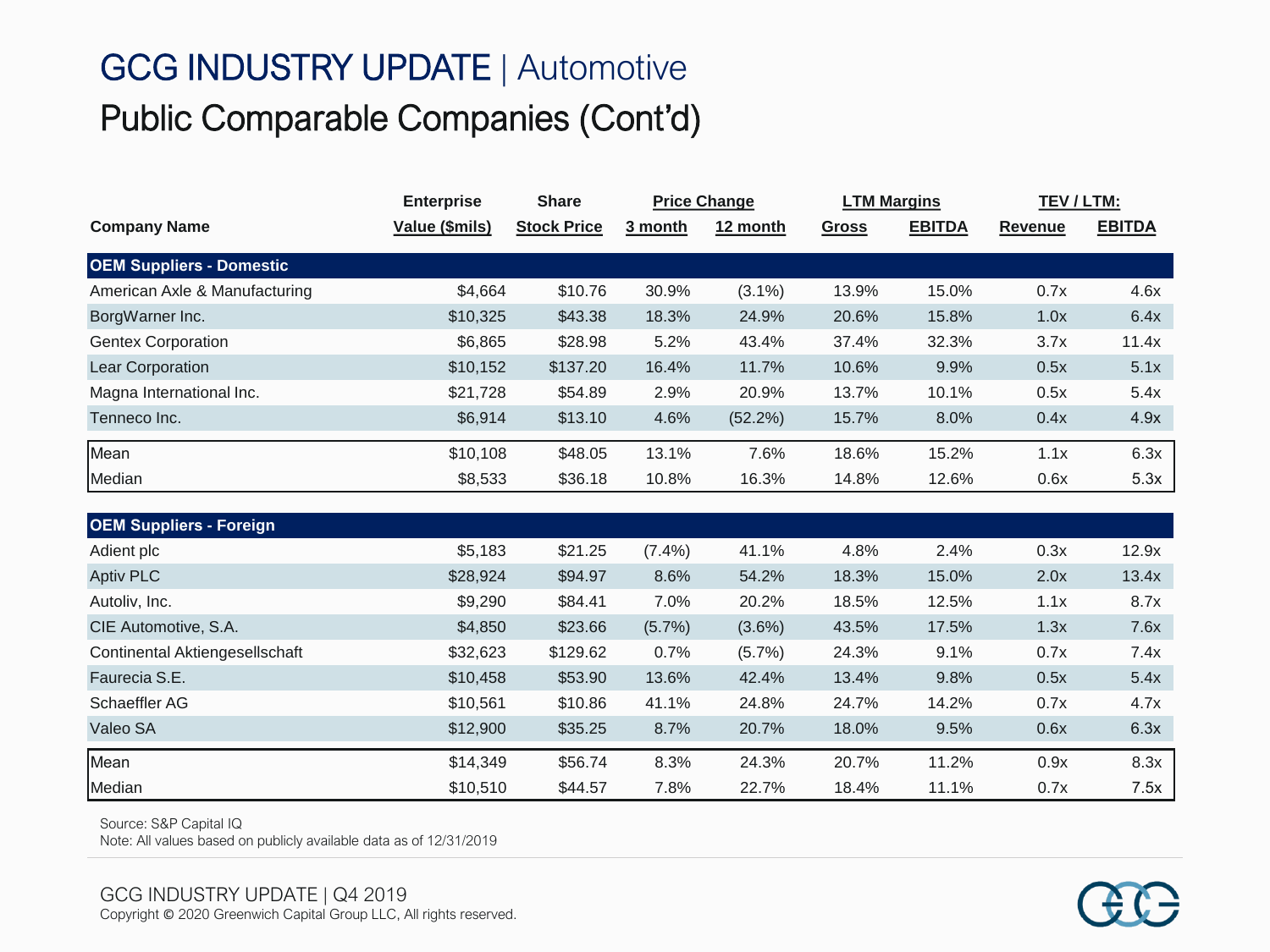# GCG INDUSTRY UPDATE | Automotive

## Public Comparable Companies (Cont'd)

| Company Name | Enterprise Value ($mils) | Share Stock Price | Price Change 3 month | Price Change 12 month | LTM Margins Gross | LTM Margins EBITDA | TEV / LTM: Revenue | TEV / LTM: EBITDA |
|---|---|---|---|---|---|---|---|---|
| **OEM Suppliers - Domestic** | | | | | | | | |
| American Axle & Manufacturing | $4,664 | $10.76 | 30.9% | (3.1%) | 13.9% | 15.0% | 0.7x | 4.6x |
| BorgWarner Inc. | $10,325 | $43.38 | 18.3% | 24.9% | 20.6% | 15.8% | 1.0x | 6.4x |
| Gentex Corporation | $6,865 | $28.98 | 5.2% | 43.4% | 37.4% | 32.3% | 3.7x | 11.4x |
| Lear Corporation | $10,152 | $137.20 | 16.4% | 11.7% | 10.6% | 9.9% | 0.5x | 5.1x |
| Magna International Inc. | $21,728 | $54.89 | 2.9% | 20.9% | 13.7% | 10.1% | 0.5x | 5.4x |
| Tenneco Inc. | $6,914 | $13.10 | 4.6% | (52.2%) | 15.7% | 8.0% | 0.4x | 4.9x |
| Mean | $10,108 | $48.05 | 13.1% | 7.6% | 18.6% | 15.2% | 1.1x | 6.3x |
| Median | $8,533 | $36.18 | 10.8% | 16.3% | 14.8% | 12.6% | 0.6x | 5.3x |
| **OEM Suppliers - Foreign** | | | | | | | | |
| Adient plc | $5,183 | $21.25 | (7.4%) | 41.1% | 4.8% | 2.4% | 0.3x | 12.9x |
| Aptiv PLC | $28,924 | $94.97 | 8.6% | 54.2% | 18.3% | 15.0% | 2.0x | 13.4x |
| Autoliv, Inc. | $9,290 | $84.41 | 7.0% | 20.2% | 18.5% | 12.5% | 1.1x | 8.7x |
| CIE Automotive, S.A. | $4,850 | $23.66 | (5.7%) | (3.6%) | 43.5% | 17.5% | 1.3x | 7.6x |
| Continental Aktiengesellschaft | $32,623 | $129.62 | 0.7% | (5.7%) | 24.3% | 9.1% | 0.7x | 7.4x |
| Faurecia S.E. | $10,458 | $53.90 | 13.6% | 42.4% | 13.4% | 9.8% | 0.5x | 5.4x |
| Schaeffler AG | $10,561 | $10.86 | 41.1% | 24.8% | 24.7% | 14.2% | 0.7x | 4.7x |
| Valeo SA | $12,900 | $35.25 | 8.7% | 20.7% | 18.0% | 9.5% | 0.6x | 6.3x |
| Mean | $14,349 | $56.74 | 8.3% | 24.3% | 20.7% | 11.2% | 0.9x | 8.3x |
| Median | $10,510 | $44.57 | 7.8% | 22.7% | 18.4% | 11.1% | 0.7x | 7.5x |

Source: S&P Capital IQ
Note: All values based on publicly available data as of 12/31/2019

GCG INDUSTRY UPDATE | Q4 2019
Copyright © 2020 Greenwich Capital Group LLC, All rights reserved.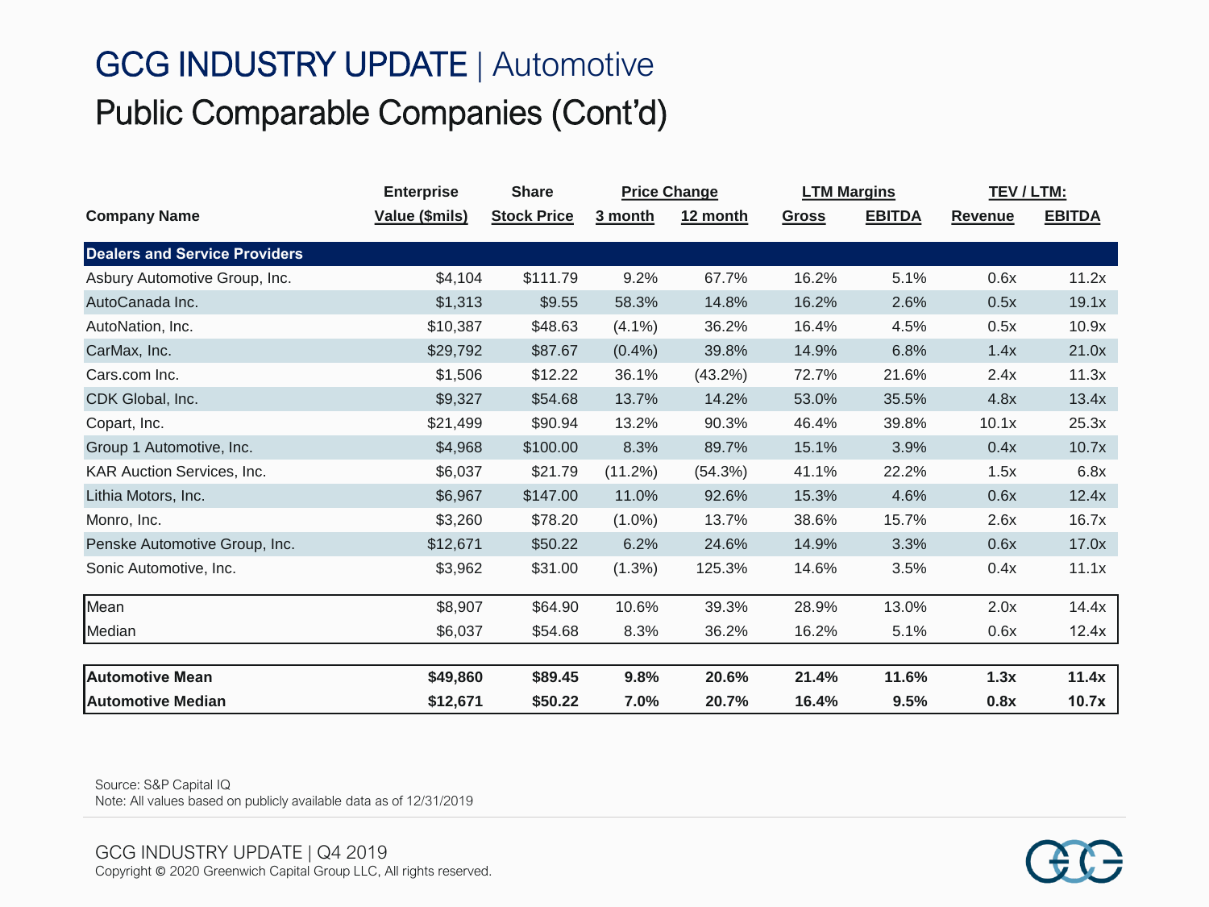# GCG INDUSTRY UPDATE | Automotive

## Public Comparable Companies (Cont'd)

| Company Name | Enterprise Value ($mils) | Share Stock Price | Price Change | | LTM Margins | | TEV / LTM: | |
|---|---|---|---|---|---|---|---|---|
| | | | 3 month | 12 month | Gross | EBITDA | Revenue | EBITDA |
| **Dealers and Service Providers** | | | | | | | | |
| Asbury Automotive Group, Inc. | $4,104 | $111.79 | 9.2% | 67.7% | 16.2% | 5.1% | 0.6x | 11.2x |
| AutoCanada Inc. | $1,313 | $9.55 | 58.3% | 14.8% | 16.2% | 2.6% | 0.5x | 19.1x |
| AutoNation, Inc. | $10,387 | $48.63 | (4.1%) | 36.2% | 16.4% | 4.5% | 0.5x | 10.9x |
| CarMax, Inc. | $29,792 | $87.67 | (0.4%) | 39.8% | 14.9% | 6.8% | 1.4x | 21.0x |
| Cars.com Inc. | $1,506 | $12.22 | 36.1% | (43.2%) | 72.7% | 21.6% | 2.4x | 11.3x |
| CDK Global, Inc. | $9,327 | $54.68 | 13.7% | 14.2% | 53.0% | 35.5% | 4.8x | 13.4x |
| Copart, Inc. | $21,499 | $90.94 | 13.2% | 90.3% | 46.4% | 39.8% | 10.1x | 25.3x |
| Group 1 Automotive, Inc. | $4,968 | $100.00 | 8.3% | 89.7% | 15.1% | 3.9% | 0.4x | 10.7x |
| KAR Auction Services, Inc. | $6,037 | $21.79 | (11.2%) | (54.3%) | 41.1% | 22.2% | 1.5x | 6.8x |
| Lithia Motors, Inc. | $6,967 | $147.00 | 11.0% | 92.6% | 15.3% | 4.6% | 0.6x | 12.4x |
| Monro, Inc. | $3,260 | $78.20 | (1.0%) | 13.7% | 38.6% | 15.7% | 2.6x | 16.7x |
| Penske Automotive Group, Inc. | $12,671 | $50.22 | 6.2% | 24.6% | 14.9% | 3.3% | 0.6x | 17.0x |
| Sonic Automotive, Inc. | $3,962 | $31.00 | (1.3%) | 125.3% | 14.6% | 3.5% | 0.4x | 11.1x |
| Mean | $8,907 | $64.90 | 10.6% | 39.3% | 28.9% | 13.0% | 2.0x | 14.4x |
| Median | $6,037 | $54.68 | 8.3% | 36.2% | 16.2% | 5.1% | 0.6x | 12.4x |
| **Automotive Mean** | **$49,860** | **$89.45** | **9.8%** | **20.6%** | **21.4%** | **11.6%** | **1.3x** | **11.4x** |
| **Automotive Median** | **$12,671** | **$50.22** | **7.0%** | **20.7%** | **16.4%** | **9.5%** | **0.8x** | **10.7x** |

Source: S&P Capital IQ
Note: All values based on publicly available data as of 12/31/2019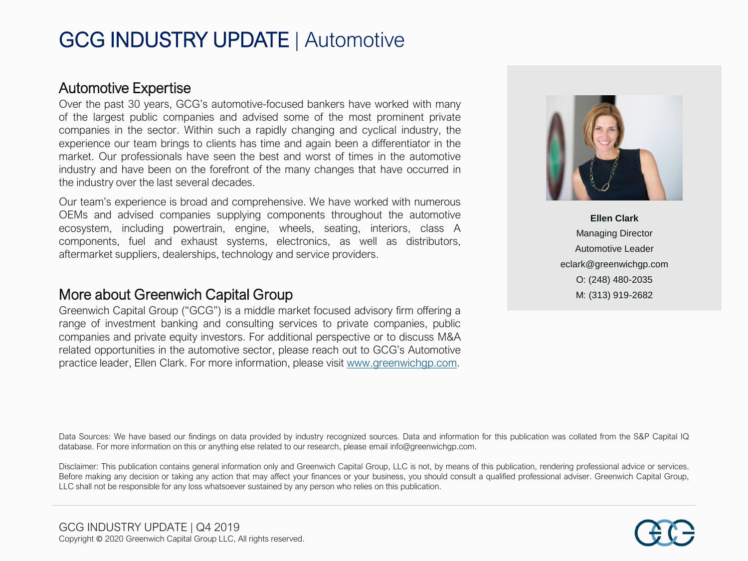# GCG INDUSTRY UPDATE | Automotive

## Automotive Expertise

Over the past 30 years, GCG's automotive-focused bankers have worked with many of the largest public companies and advised some of the most prominent private companies in the sector. Within such a rapidly changing and cyclical industry, the experience our team brings to clients has time and again been a differentiator in the market. Our professionals have seen the best and worst of times in the automotive industry and have been on the forefront of the many changes that have occurred in the industry over the last several decades.

Our team's experience is broad and comprehensive. We have worked with numerous OEMs and advised companies supplying components throughout the automotive ecosystem, including powertrain, engine, wheels, seating, interiors, class A components, fuel and exhaust systems, electronics, as well as distributors, aftermarket suppliers, dealerships, technology and service providers.

## More about Greenwich Capital Group

Greenwich Capital Group ("GCG") is a middle market focused advisory firm offering a range of investment banking and consulting services to private companies, public companies and private equity investors. For additional perspective or to discuss M&A related opportunities in the automotive sector, please reach out to GCG's Automotive practice leader, Ellen Clark. For more information, please visit [www.greenwichgp.com](http://www.greenwichgp.com).

**Ellen Clark**
Managing Director
Automotive Leader
eclark@greenwichgp.com
O: (248) 480-2035
M: (313) 919-2682

Data Sources: We have based our findings on data provided by industry recognized sources. Data and information for this publication was collated from the S&P Capital IQ database. For more information on this or anything else related to our research, please email info@greenwichgp.com.

Disclaimer: This publication contains general information only and Greenwich Capital Group, LLC is not, by means of this publication, rendering professional advice or services. Before making any decision or taking any action that may affect your finances or your business, you should consult a qualified professional adviser. Greenwich Capital Group, LLC shall not be responsible for any loss whatsoever sustained by any person who relies on this publication.

GCG INDUSTRY UPDATE | Q4 2019
Copyright © 2020 Greenwich Capital Group LLC, All rights reserved.